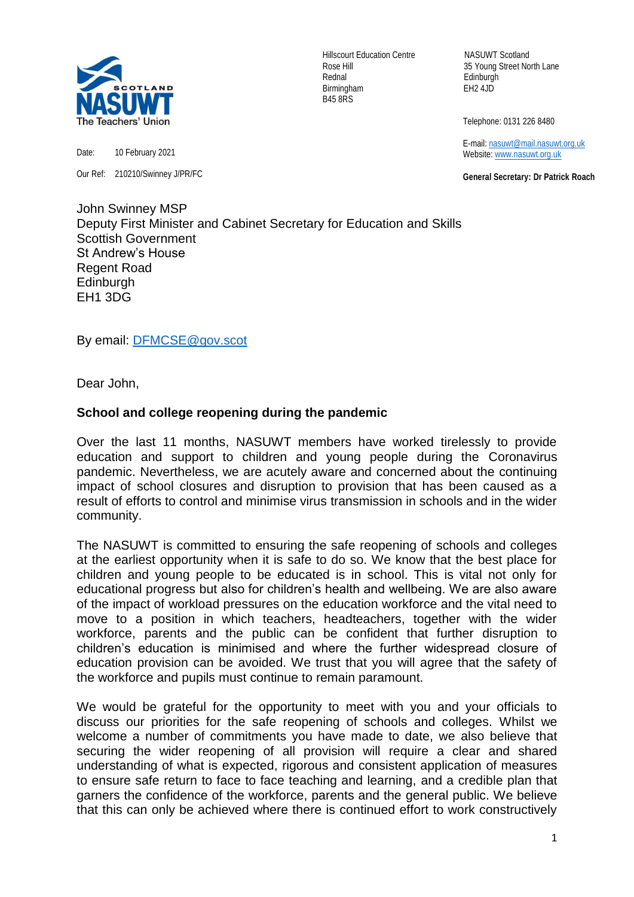NASUWT Scotland
The Teachers' Union

Hillscourt Education Centre
Rose Hill
Rednal
Birmingham
B45 8RS

NASUWT Scotland
35 Young Street North Lane
Edinburgh
EH2 4JD

Telephone: 0131 226 8480

E-mail: nasuwt@mail.nasuwt.org.uk
Website: www.nasuwt.org.uk

**General Secretary: Dr Patrick Roach**

Date: 10 February 2021

Our Ref: 210210/Swinney J/PR/FC

John Swinney MSP
Deputy First Minister and Cabinet Secretary for Education and Skills
Scottish Government
St Andrew's House
Regent Road
Edinburgh
EH1 3DG

By email: DFMCSE@gov.scot

Dear John,

**School and college reopening during the pandemic**

Over the last 11 months, NASUWT members have worked tirelessly to provide education and support to children and young people during the Coronavirus pandemic. Nevertheless, we are acutely aware and concerned about the continuing impact of school closures and disruption to provision that has been caused as a result of efforts to control and minimise virus transmission in schools and in the wider community.

The NASUWT is committed to ensuring the safe reopening of schools and colleges at the earliest opportunity when it is safe to do so. We know that the best place for children and young people to be educated is in school. This is vital not only for educational progress but also for children's health and wellbeing. We are also aware of the impact of workload pressures on the education workforce and the vital need to move to a position in which teachers, headteachers, together with the wider workforce, parents and the public can be confident that further disruption to children's education is minimised and where the further widespread closure of education provision can be avoided. We trust that you will agree that the safety of the workforce and pupils must continue to remain paramount.

We would be grateful for the opportunity to meet with you and your officials to discuss our priorities for the safe reopening of schools and colleges. Whilst we welcome a number of commitments you have made to date, we also believe that securing the wider reopening of all provision will require a clear and shared understanding of what is expected, rigorous and consistent application of measures to ensure safe return to face to face teaching and learning, and a credible plan that garners the confidence of the workforce, parents and the general public. We believe that this can only be achieved where there is continued effort to work constructively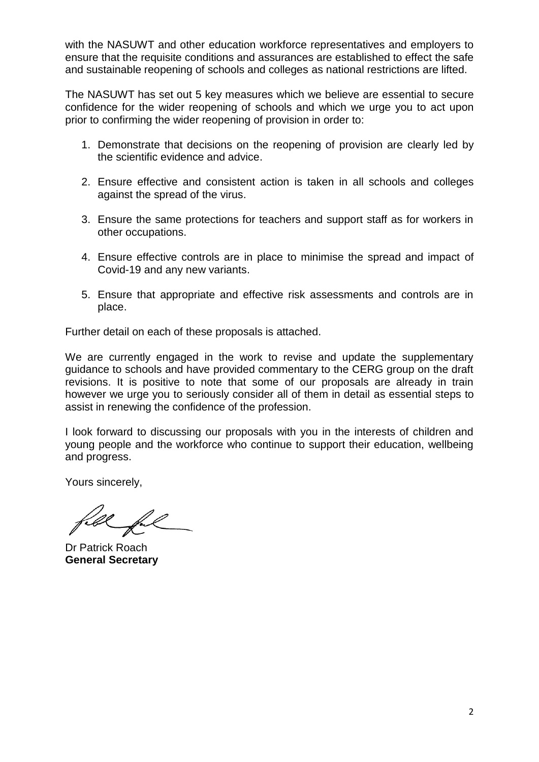with the NASUWT and other education workforce representatives and employers to ensure that the requisite conditions and assurances are established to effect the safe and sustainable reopening of schools and colleges as national restrictions are lifted.

The NASUWT has set out 5 key measures which we believe are essential to secure confidence for the wider reopening of schools and which we urge you to act upon prior to confirming the wider reopening of provision in order to:

1. Demonstrate that decisions on the reopening of provision are clearly led by the scientific evidence and advice.

2. Ensure effective and consistent action is taken in all schools and colleges against the spread of the virus.

3. Ensure the same protections for teachers and support staff as for workers in other occupations.

4. Ensure effective controls are in place to minimise the spread and impact of Covid-19 and any new variants.

5. Ensure that appropriate and effective risk assessments and controls are in place.

Further detail on each of these proposals is attached.

We are currently engaged in the work to revise and update the supplementary guidance to schools and have provided commentary to the CERG group on the draft revisions. It is positive to note that some of our proposals are already in train however we urge you to seriously consider all of them in detail as essential steps to assist in renewing the confidence of the profession.

I look forward to discussing our proposals with you in the interests of children and young people and the workforce who continue to support their education, wellbeing and progress.

Yours sincerely,

Dr Patrick Roach
**General Secretary**